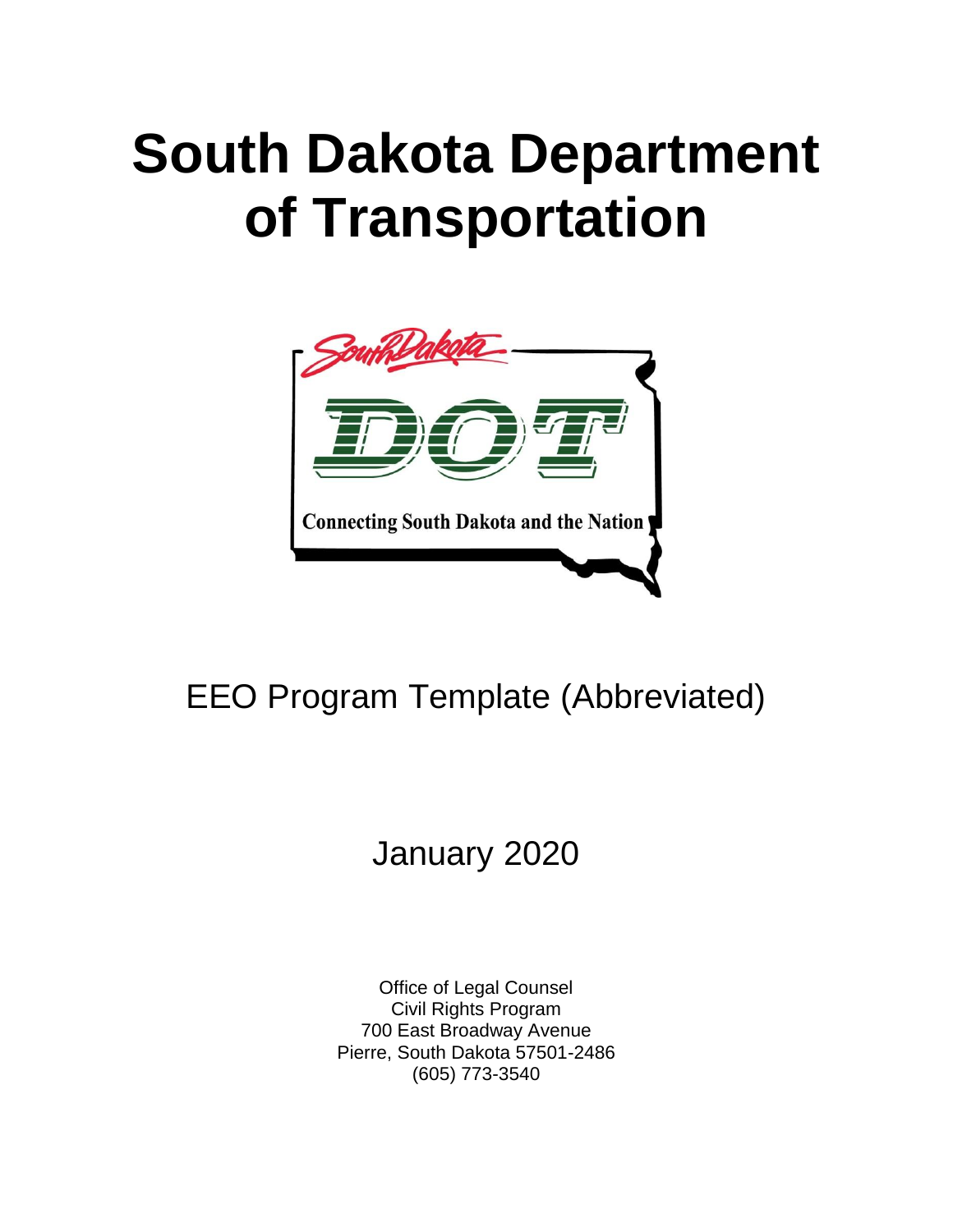# South Dakota Department of Transportation

EEO Program Template (Abbreviated)

January 2020

Office of Legal Counsel
Civil Rights Program
700 East Broadway Avenue
Pierre, South Dakota 57501-2486
(605) 773-3540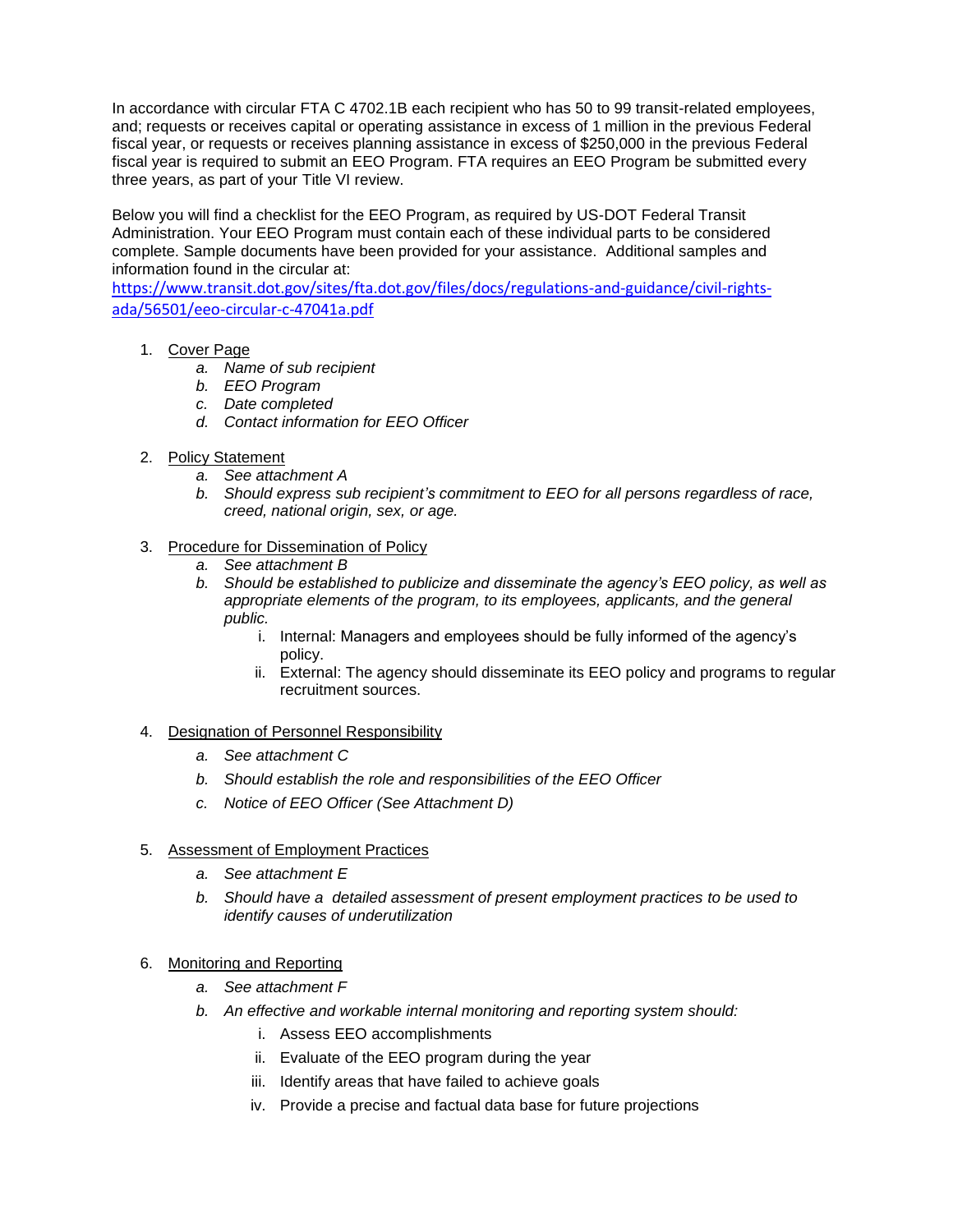In accordance with circular FTA C 4702.1B each recipient who has 50 to 99 transit-related employees, and; requests or receives capital or operating assistance in excess of 1 million in the previous Federal fiscal year, or requests or receives planning assistance in excess of $250,000 in the previous Federal fiscal year is required to submit an EEO Program. FTA requires an EEO Program be submitted every three years, as part of your Title VI review.

Below you will find a checklist for the EEO Program, as required by US-DOT Federal Transit Administration. Your EEO Program must contain each of these individual parts to be considered complete. Sample documents have been provided for your assistance. Additional samples and information found in the circular at: [https://www.transit.dot.gov/sites/fta.dot.gov/files/docs/regulations-and-guidance/civil-rights-ada/56501/eeo-circular-c-47041a.pdf](https://www.transit.dot.gov/sites/fta.dot.gov/files/docs/regulations-and-guidance/civil-rights-ada/56501/eeo-circular-c-47041a.pdf)

1. Cover Page
   a. *Name of sub recipient*
   b. *EEO Program*
   c. *Date completed*
   d. *Contact information for EEO Officer*

2. Policy Statement
   a. *See attachment A*
   b. *Should express sub recipient's commitment to EEO for all persons regardless of race, creed, national origin, sex, or age.*

3. Procedure for Dissemination of Policy
   a. *See attachment B*
   b. *Should be established to publicize and disseminate the agency's EEO policy, as well as appropriate elements of the program, to its employees, applicants, and the general public.*
      i. Internal: Managers and employees should be fully informed of the agency's policy.
      ii. External: The agency should disseminate its EEO policy and programs to regular recruitment sources.

4. Designation of Personnel Responsibility
   a. *See attachment C*
   b. *Should establish the role and responsibilities of the EEO Officer*
   c. *Notice of EEO Officer (See Attachment D)*

5. Assessment of Employment Practices
   a. *See attachment E*
   b. *Should have a detailed assessment of present employment practices to be used to identify causes of underutilization*

6. Monitoring and Reporting
   a. *See attachment F*
   b. *An effective and workable internal monitoring and reporting system should:*
      i. Assess EEO accomplishments
      ii. Evaluate of the EEO program during the year
      iii. Identify areas that have failed to achieve goals
      iv. Provide a precise and factual data base for future projections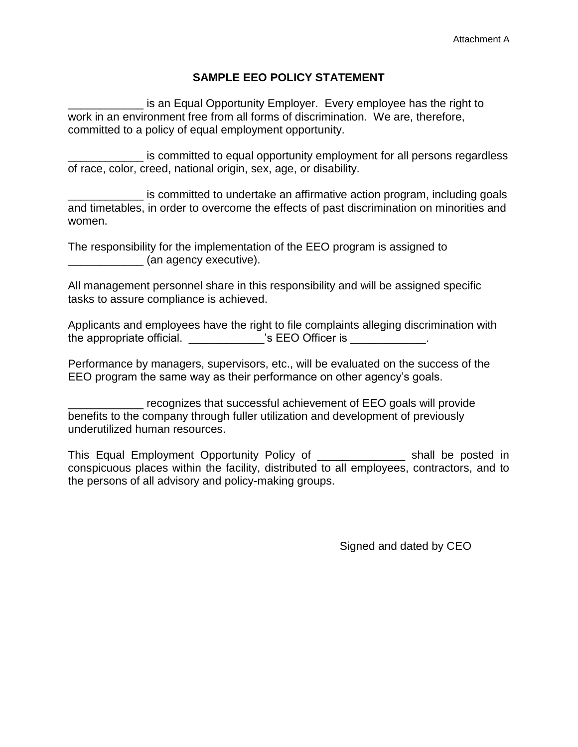Attachment A

## SAMPLE EEO POLICY STATEMENT

____________ is an Equal Opportunity Employer. Every employee has the right to work in an environment free from all forms of discrimination. We are, therefore, committed to a policy of equal employment opportunity.

____________ is committed to equal opportunity employment for all persons regardless of race, color, creed, national origin, sex, age, or disability.

____________ is committed to undertake an affirmative action program, including goals and timetables, in order to overcome the effects of past discrimination on minorities and women.

The responsibility for the implementation of the EEO program is assigned to ____________ (an agency executive).

All management personnel share in this responsibility and will be assigned specific tasks to assure compliance is achieved.

Applicants and employees have the right to file complaints alleging discrimination with the appropriate official. ____________'s EEO Officer is ____________.

Performance by managers, supervisors, etc., will be evaluated on the success of the EEO program the same way as their performance on other agency's goals.

____________ recognizes that successful achievement of EEO goals will provide benefits to the company through fuller utilization and development of previously underutilized human resources.

This Equal Employment Opportunity Policy of ______________ shall be posted in conspicuous places within the facility, distributed to all employees, contractors, and to the persons of all advisory and policy-making groups.

Signed and dated by CEO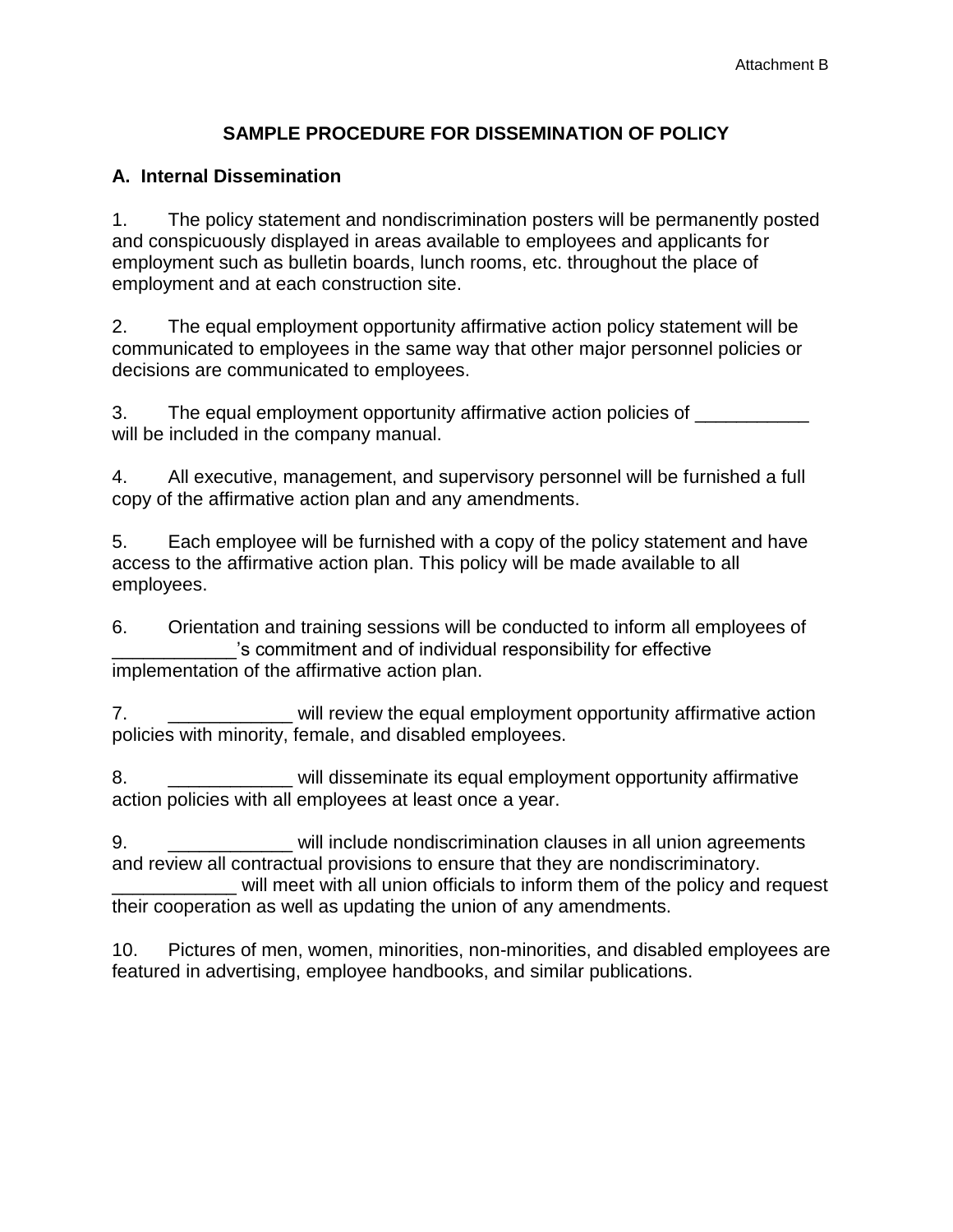Attachment B

## SAMPLE PROCEDURE FOR DISSEMINATION OF POLICY

### A. Internal Dissemination

1. The policy statement and nondiscrimination posters will be permanently posted and conspicuously displayed in areas available to employees and applicants for employment such as bulletin boards, lunch rooms, etc. throughout the place of employment and at each construction site.

2. The equal employment opportunity affirmative action policy statement will be communicated to employees in the same way that other major personnel policies or decisions are communicated to employees.

3. The equal employment opportunity affirmative action policies of ___________ will be included in the company manual.

4. All executive, management, and supervisory personnel will be furnished a full copy of the affirmative action plan and any amendments.

5. Each employee will be furnished with a copy of the policy statement and have access to the affirmative action plan. This policy will be made available to all employees.

6. Orientation and training sessions will be conducted to inform all employees of ____________'s commitment and of individual responsibility for effective implementation of the affirmative action plan.

7. ____________ will review the equal employment opportunity affirmative action policies with minority, female, and disabled employees.

8. ____________ will disseminate its equal employment opportunity affirmative action policies with all employees at least once a year.

9. ____________ will include nondiscrimination clauses in all union agreements and review all contractual provisions to ensure that they are nondiscriminatory. ____________ will meet with all union officials to inform them of the policy and request their cooperation as well as updating the union of any amendments.

10. Pictures of men, women, minorities, non-minorities, and disabled employees are featured in advertising, employee handbooks, and similar publications.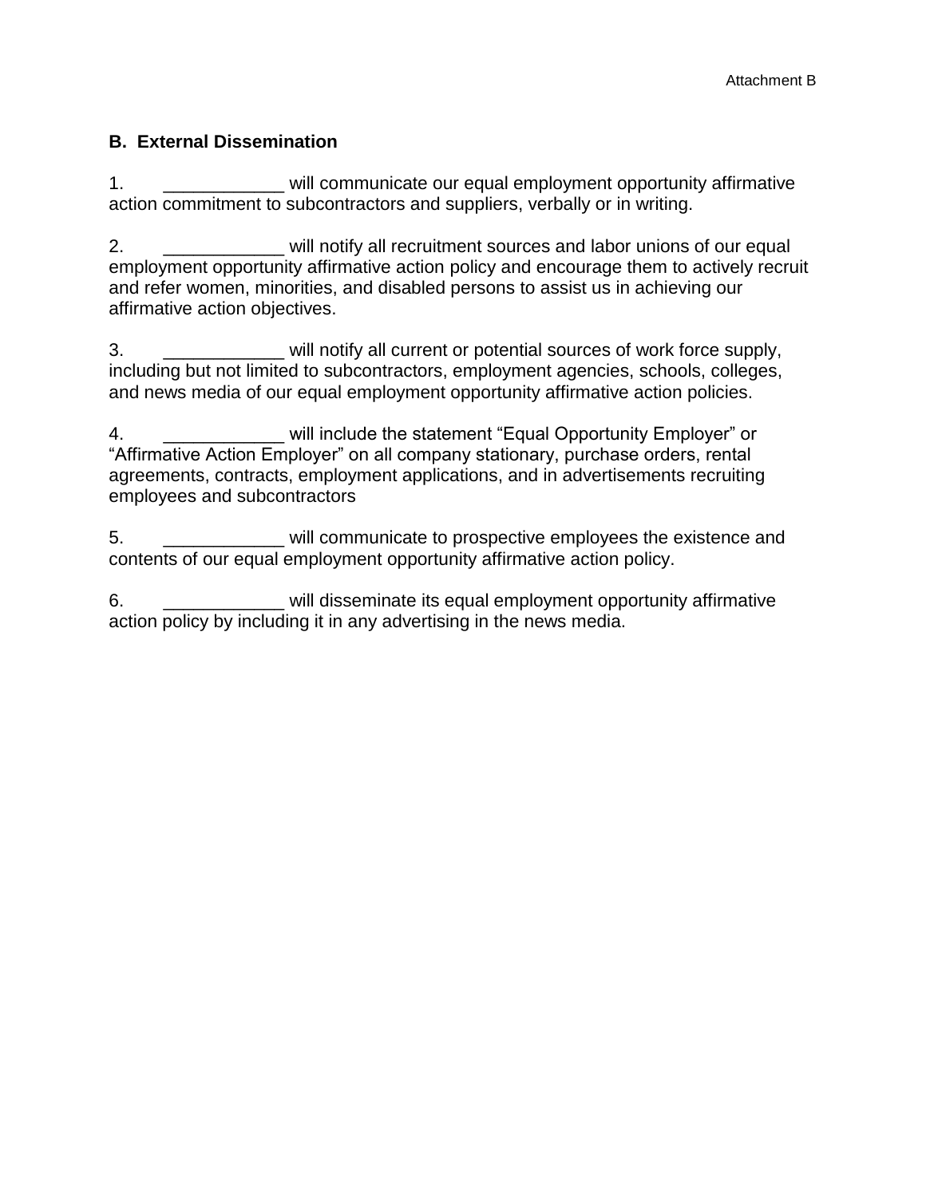Attachment B

### B. External Dissemination

1. ____________ will communicate our equal employment opportunity affirmative action commitment to subcontractors and suppliers, verbally or in writing.

2. ____________ will notify all recruitment sources and labor unions of our equal employment opportunity affirmative action policy and encourage them to actively recruit and refer women, minorities, and disabled persons to assist us in achieving our affirmative action objectives.

3. ____________ will notify all current or potential sources of work force supply, including but not limited to subcontractors, employment agencies, schools, colleges, and news media of our equal employment opportunity affirmative action policies.

4. ____________ will include the statement "Equal Opportunity Employer" or "Affirmative Action Employer" on all company stationary, purchase orders, rental agreements, contracts, employment applications, and in advertisements recruiting employees and subcontractors

5. ____________ will communicate to prospective employees the existence and contents of our equal employment opportunity affirmative action policy.

6. ____________ will disseminate its equal employment opportunity affirmative action policy by including it in any advertising in the news media.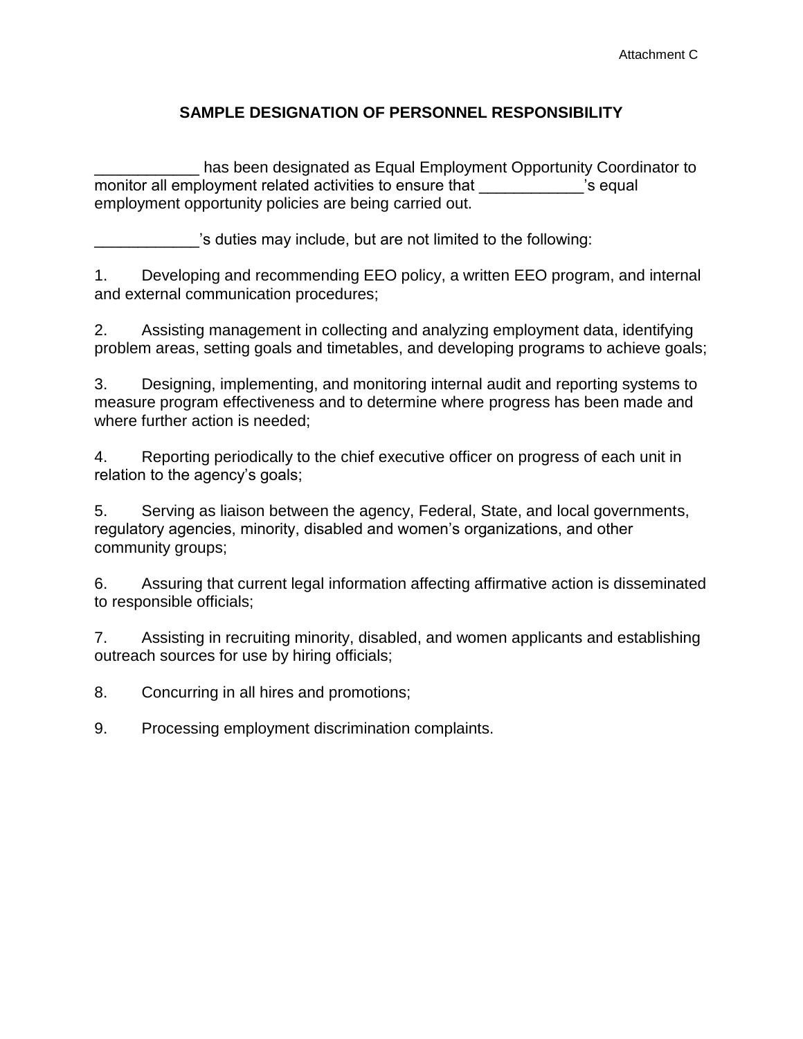Attachment C

# SAMPLE DESIGNATION OF PERSONNEL RESPONSIBILITY

____________ has been designated as Equal Employment Opportunity Coordinator to monitor all employment related activities to ensure that ____________'s equal employment opportunity policies are being carried out.

____________'s duties may include, but are not limited to the following:

1. Developing and recommending EEO policy, a written EEO program, and internal and external communication procedures;

2. Assisting management in collecting and analyzing employment data, identifying problem areas, setting goals and timetables, and developing programs to achieve goals;

3. Designing, implementing, and monitoring internal audit and reporting systems to measure program effectiveness and to determine where progress has been made and where further action is needed;

4. Reporting periodically to the chief executive officer on progress of each unit in relation to the agency's goals;

5. Serving as liaison between the agency, Federal, State, and local governments, regulatory agencies, minority, disabled and women's organizations, and other community groups;

6. Assuring that current legal information affecting affirmative action is disseminated to responsible officials;

7. Assisting in recruiting minority, disabled, and women applicants and establishing outreach sources for use by hiring officials;

8. Concurring in all hires and promotions;

9. Processing employment discrimination complaints.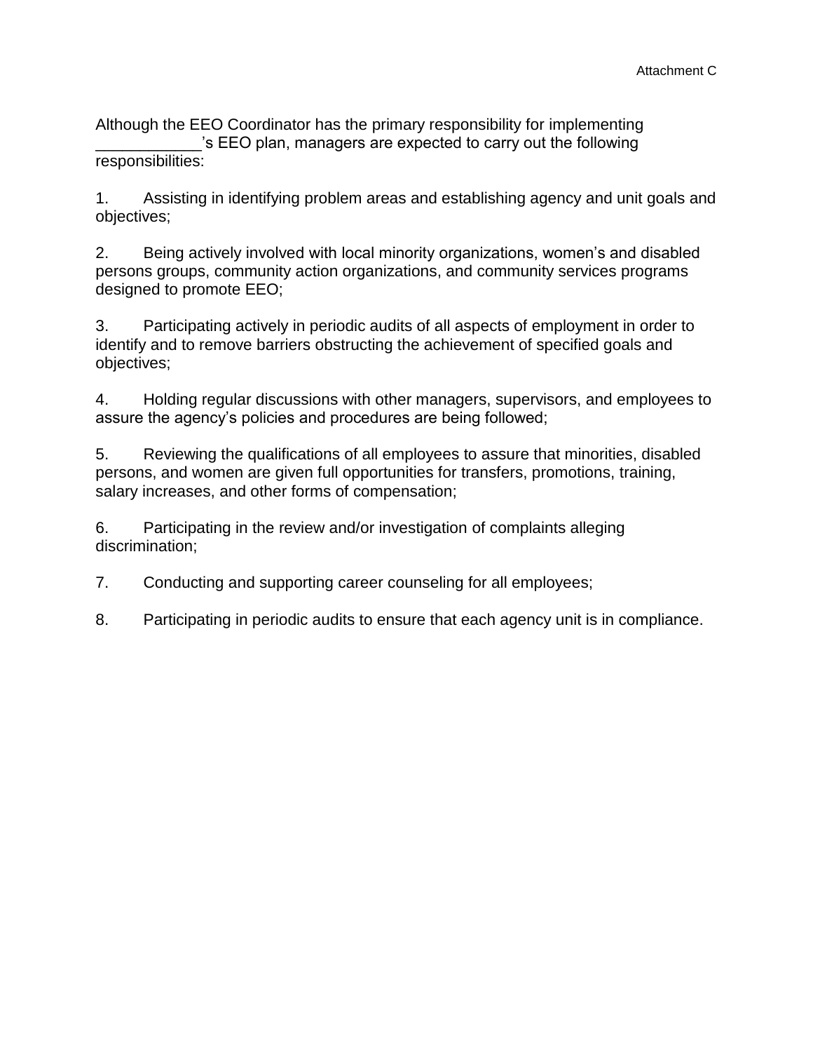Attachment C

Although the EEO Coordinator has the primary responsibility for implementing ____________'s EEO plan, managers are expected to carry out the following responsibilities:

1. Assisting in identifying problem areas and establishing agency and unit goals and objectives;

2. Being actively involved with local minority organizations, women's and disabled persons groups, community action organizations, and community services programs designed to promote EEO;

3. Participating actively in periodic audits of all aspects of employment in order to identify and to remove barriers obstructing the achievement of specified goals and objectives;

4. Holding regular discussions with other managers, supervisors, and employees to assure the agency's policies and procedures are being followed;

5. Reviewing the qualifications of all employees to assure that minorities, disabled persons, and women are given full opportunities for transfers, promotions, training, salary increases, and other forms of compensation;

6. Participating in the review and/or investigation of complaints alleging discrimination;

7. Conducting and supporting career counseling for all employees;

8. Participating in periodic audits to ensure that each agency unit is in compliance.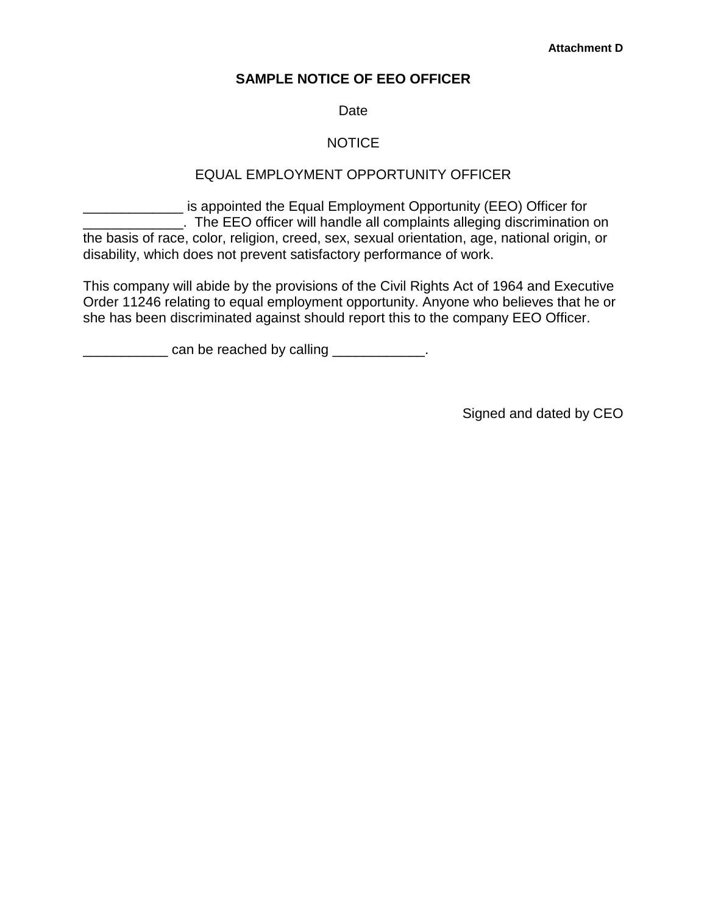**Attachment D**

## SAMPLE NOTICE OF EEO OFFICER

Date

NOTICE

EQUAL EMPLOYMENT OPPORTUNITY OFFICER

_____________ is appointed the Equal Employment Opportunity (EEO) Officer for _____________. The EEO officer will handle all complaints alleging discrimination on the basis of race, color, religion, creed, sex, sexual orientation, age, national origin, or disability, which does not prevent satisfactory performance of work.

This company will abide by the provisions of the Civil Rights Act of 1964 and Executive Order 11246 relating to equal employment opportunity. Anyone who believes that he or she has been discriminated against should report this to the company EEO Officer.

___________ can be reached by calling ____________.

Signed and dated by CEO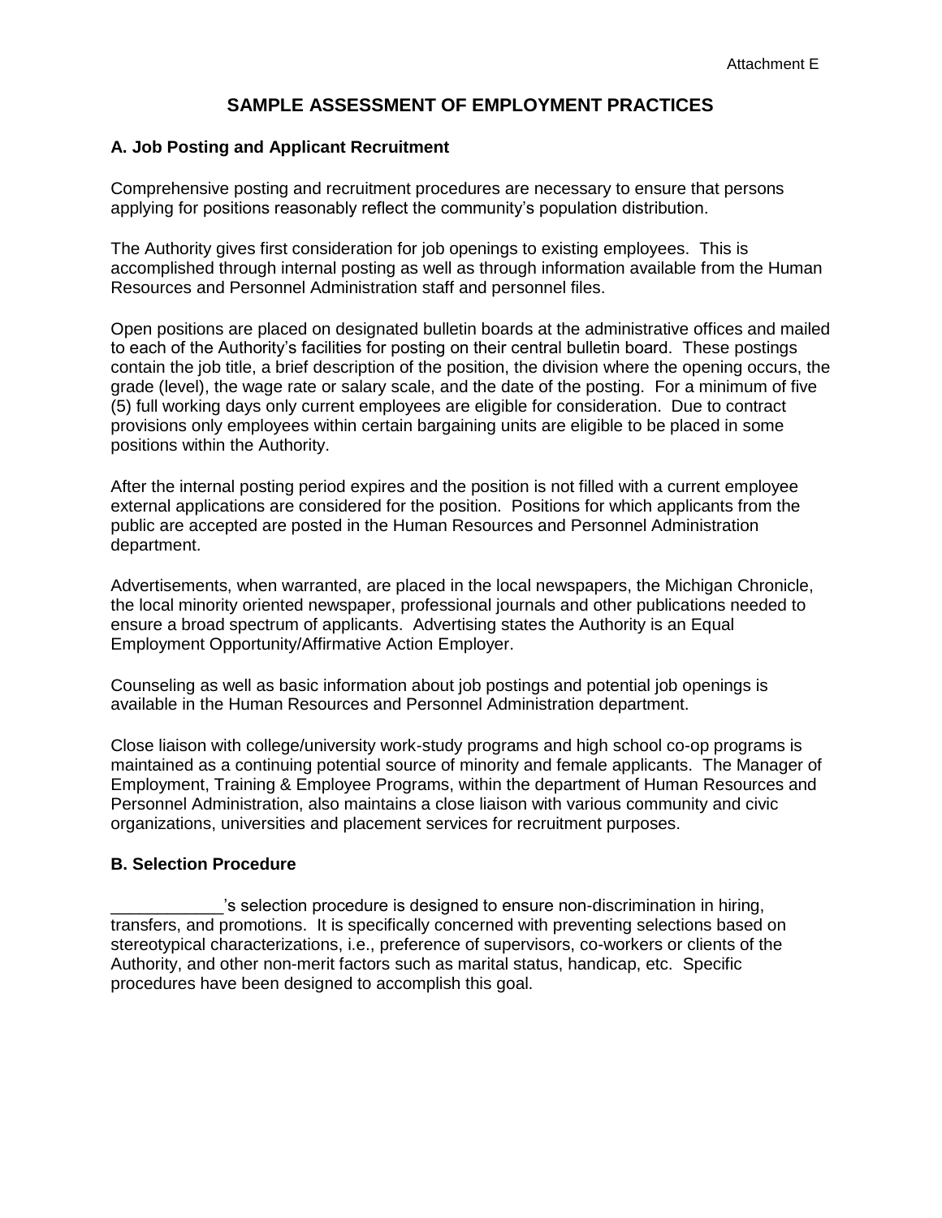Attachment E

# SAMPLE ASSESSMENT OF EMPLOYMENT PRACTICES

## A. Job Posting and Applicant Recruitment

Comprehensive posting and recruitment procedures are necessary to ensure that persons applying for positions reasonably reflect the community's population distribution.

The Authority gives first consideration for job openings to existing employees. This is accomplished through internal posting as well as through information available from the Human Resources and Personnel Administration staff and personnel files.

Open positions are placed on designated bulletin boards at the administrative offices and mailed to each of the Authority's facilities for posting on their central bulletin board. These postings contain the job title, a brief description of the position, the division where the opening occurs, the grade (level), the wage rate or salary scale, and the date of the posting. For a minimum of five (5) full working days only current employees are eligible for consideration. Due to contract provisions only employees within certain bargaining units are eligible to be placed in some positions within the Authority.

After the internal posting period expires and the position is not filled with a current employee external applications are considered for the position. Positions for which applicants from the public are accepted are posted in the Human Resources and Personnel Administration department.

Advertisements, when warranted, are placed in the local newspapers, the Michigan Chronicle, the local minority oriented newspaper, professional journals and other publications needed to ensure a broad spectrum of applicants. Advertising states the Authority is an Equal Employment Opportunity/Affirmative Action Employer.

Counseling as well as basic information about job postings and potential job openings is available in the Human Resources and Personnel Administration department.

Close liaison with college/university work-study programs and high school co-op programs is maintained as a continuing potential source of minority and female applicants. The Manager of Employment, Training & Employee Programs, within the department of Human Resources and Personnel Administration, also maintains a close liaison with various community and civic organizations, universities and placement services for recruitment purposes.

## B. Selection Procedure

____________'s selection procedure is designed to ensure non-discrimination in hiring, transfers, and promotions. It is specifically concerned with preventing selections based on stereotypical characterizations, i.e., preference of supervisors, co-workers or clients of the Authority, and other non-merit factors such as marital status, handicap, etc. Specific procedures have been designed to accomplish this goal.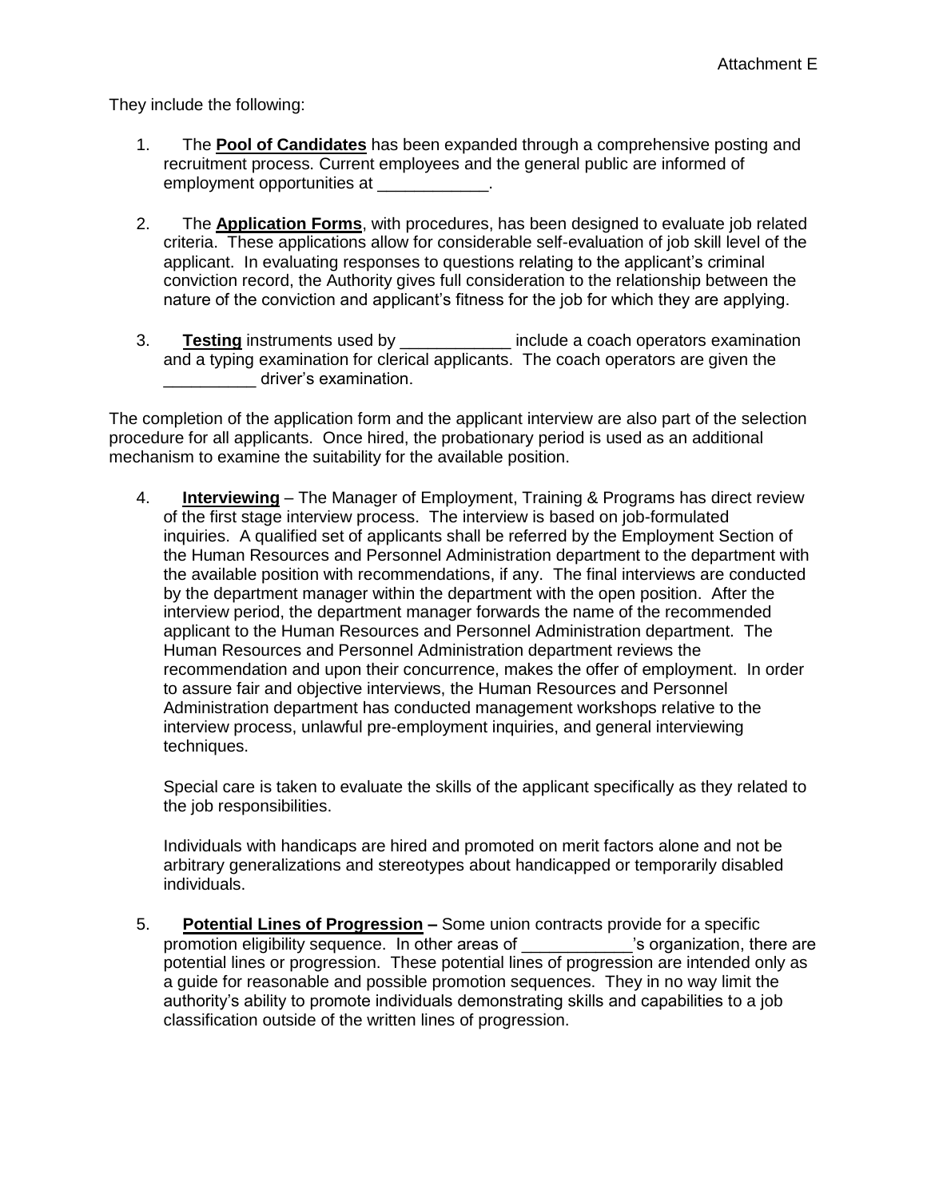Attachment E

They include the following:

1. The **Pool of Candidates** has been expanded through a comprehensive posting and recruitment process. Current employees and the general public are informed of employment opportunities at ____________.

2. The **Application Forms**, with procedures, has been designed to evaluate job related criteria. These applications allow for considerable self-evaluation of job skill level of the applicant. In evaluating responses to questions relating to the applicant's criminal conviction record, the Authority gives full consideration to the relationship between the nature of the conviction and applicant's fitness for the job for which they are applying.

3. **Testing** instruments used by ____________ include a coach operators examination and a typing examination for clerical applicants. The coach operators are given the __________ driver's examination.

The completion of the application form and the applicant interview are also part of the selection procedure for all applicants. Once hired, the probationary period is used as an additional mechanism to examine the suitability for the available position.

4. **Interviewing** – The Manager of Employment, Training & Programs has direct review of the first stage interview process. The interview is based on job-formulated inquiries. A qualified set of applicants shall be referred by the Employment Section of the Human Resources and Personnel Administration department to the department with the available position with recommendations, if any. The final interviews are conducted by the department manager within the department with the open position. After the interview period, the department manager forwards the name of the recommended applicant to the Human Resources and Personnel Administration department. The Human Resources and Personnel Administration department reviews the recommendation and upon their concurrence, makes the offer of employment. In order to assure fair and objective interviews, the Human Resources and Personnel Administration department has conducted management workshops relative to the interview process, unlawful pre-employment inquiries, and general interviewing techniques.

   Special care is taken to evaluate the skills of the applicant specifically as they related to the job responsibilities.

   Individuals with handicaps are hired and promoted on merit factors alone and not be arbitrary generalizations and stereotypes about handicapped or temporarily disabled individuals.

5. **Potential Lines of Progression –** Some union contracts provide for a specific promotion eligibility sequence. In other areas of ____________'s organization, there are potential lines or progression. These potential lines of progression are intended only as a guide for reasonable and possible promotion sequences. They in no way limit the authority's ability to promote individuals demonstrating skills and capabilities to a job classification outside of the written lines of progression.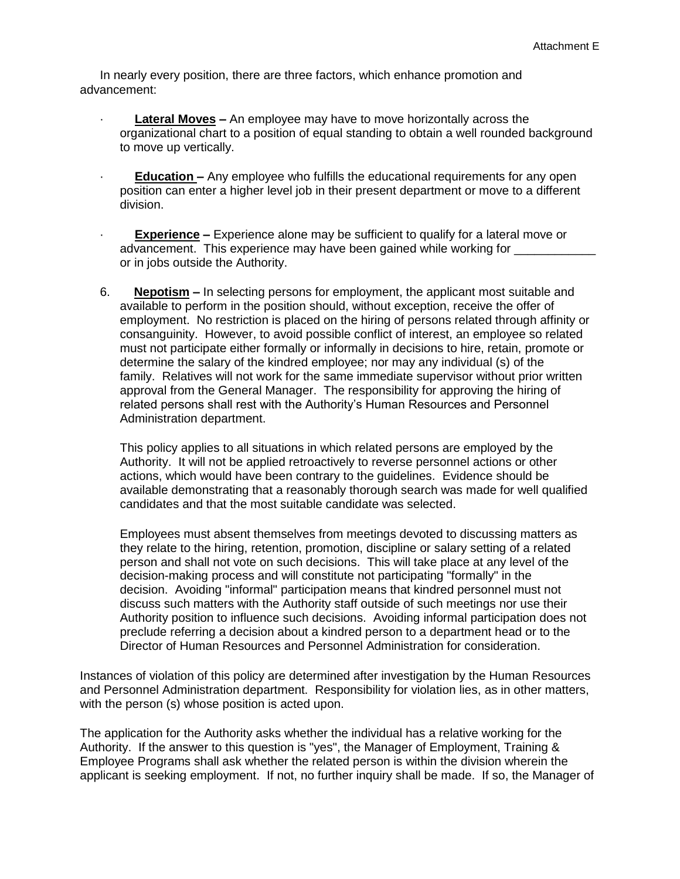In nearly every position, there are three factors, which enhance promotion and advancement:

- **Lateral Moves –** An employee may have to move horizontally across the organizational chart to a position of equal standing to obtain a well rounded background to move up vertically.

- **Education –** Any employee who fulfills the educational requirements for any open position can enter a higher level job in their present department or move to a different division.

- **Experience –** Experience alone may be sufficient to qualify for a lateral move or advancement. This experience may have been gained while working for ____________ or in jobs outside the Authority.

6. **Nepotism –** In selecting persons for employment, the applicant most suitable and available to perform in the position should, without exception, receive the offer of employment. No restriction is placed on the hiring of persons related through affinity or consanguinity. However, to avoid possible conflict of interest, an employee so related must not participate either formally or informally in decisions to hire, retain, promote or determine the salary of the kindred employee; nor may any individual (s) of the family. Relatives will not work for the same immediate supervisor without prior written approval from the General Manager. The responsibility for approving the hiring of related persons shall rest with the Authority's Human Resources and Personnel Administration department.

   This policy applies to all situations in which related persons are employed by the Authority. It will not be applied retroactively to reverse personnel actions or other actions, which would have been contrary to the guidelines. Evidence should be available demonstrating that a reasonably thorough search was made for well qualified candidates and that the most suitable candidate was selected.

   Employees must absent themselves from meetings devoted to discussing matters as they relate to the hiring, retention, promotion, discipline or salary setting of a related person and shall not vote on such decisions. This will take place at any level of the decision-making process and will constitute not participating "formally" in the decision. Avoiding "informal" participation means that kindred personnel must not discuss such matters with the Authority staff outside of such meetings nor use their Authority position to influence such decisions. Avoiding informal participation does not preclude referring a decision about a kindred person to a department head or to the Director of Human Resources and Personnel Administration for consideration.

Instances of violation of this policy are determined after investigation by the Human Resources and Personnel Administration department. Responsibility for violation lies, as in other matters, with the person (s) whose position is acted upon.

The application for the Authority asks whether the individual has a relative working for the Authority. If the answer to this question is "yes", the Manager of Employment, Training & Employee Programs shall ask whether the related person is within the division wherein the applicant is seeking employment. If not, no further inquiry shall be made. If so, the Manager of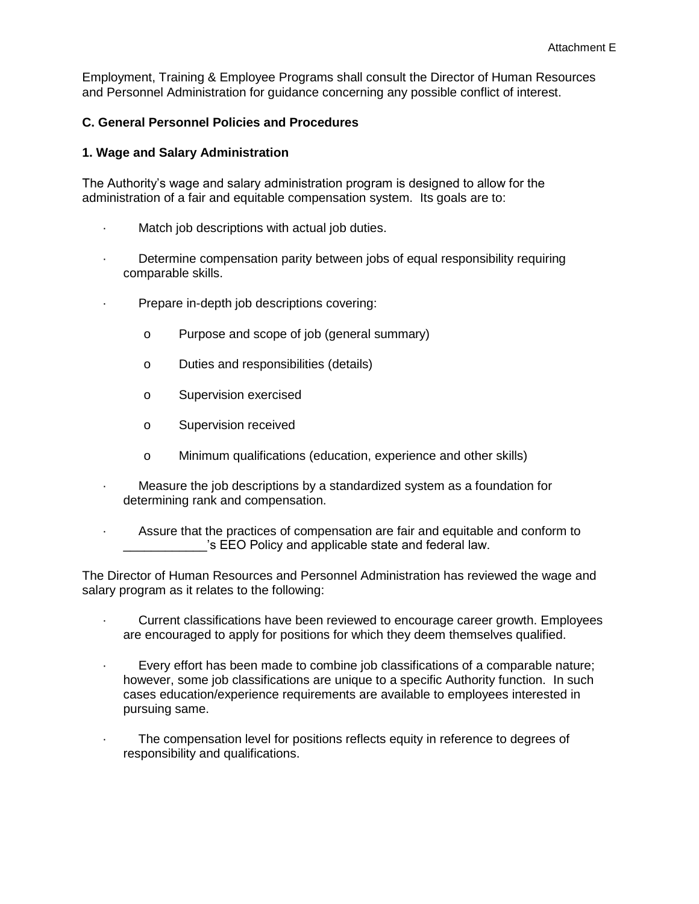Employment, Training & Employee Programs shall consult the Director of Human Resources and Personnel Administration for guidance concerning any possible conflict of interest.

### C. General Personnel Policies and Procedures

#### 1. Wage and Salary Administration

The Authority's wage and salary administration program is designed to allow for the administration of a fair and equitable compensation system. Its goals are to:

- Match job descriptions with actual job duties.
- Determine compensation parity between jobs of equal responsibility requiring comparable skills.
- Prepare in-depth job descriptions covering:
  - Purpose and scope of job (general summary)
  - Duties and responsibilities (details)
  - Supervision exercised
  - Supervision received
  - Minimum qualifications (education, experience and other skills)
- Measure the job descriptions by a standardized system as a foundation for determining rank and compensation.
- Assure that the practices of compensation are fair and equitable and conform to ____________'s EEO Policy and applicable state and federal law.

The Director of Human Resources and Personnel Administration has reviewed the wage and salary program as it relates to the following:

- Current classifications have been reviewed to encourage career growth. Employees are encouraged to apply for positions for which they deem themselves qualified.
- Every effort has been made to combine job classifications of a comparable nature; however, some job classifications are unique to a specific Authority function. In such cases education/experience requirements are available to employees interested in pursuing same.
- The compensation level for positions reflects equity in reference to degrees of responsibility and qualifications.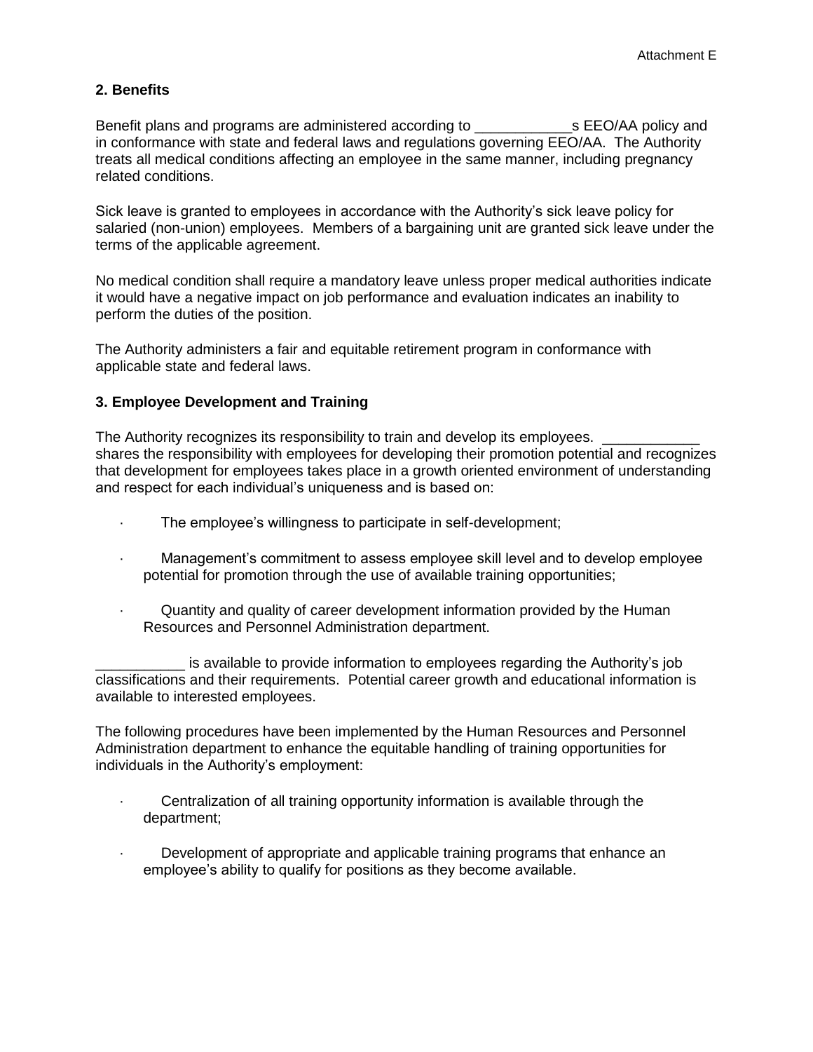## 2. Benefits

Benefit plans and programs are administered according to ____________s EEO/AA policy and in conformance with state and federal laws and regulations governing EEO/AA. The Authority treats all medical conditions affecting an employee in the same manner, including pregnancy related conditions.

Sick leave is granted to employees in accordance with the Authority's sick leave policy for salaried (non-union) employees. Members of a bargaining unit are granted sick leave under the terms of the applicable agreement.

No medical condition shall require a mandatory leave unless proper medical authorities indicate it would have a negative impact on job performance and evaluation indicates an inability to perform the duties of the position.

The Authority administers a fair and equitable retirement program in conformance with applicable state and federal laws.

## 3. Employee Development and Training

The Authority recognizes its responsibility to train and develop its employees. ____________ shares the responsibility with employees for developing their promotion potential and recognizes that development for employees takes place in a growth oriented environment of understanding and respect for each individual's uniqueness and is based on:

- The employee's willingness to participate in self-development;
- Management's commitment to assess employee skill level and to develop employee potential for promotion through the use of available training opportunities;
- Quantity and quality of career development information provided by the Human Resources and Personnel Administration department.

___________ is available to provide information to employees regarding the Authority's job classifications and their requirements. Potential career growth and educational information is available to interested employees.

The following procedures have been implemented by the Human Resources and Personnel Administration department to enhance the equitable handling of training opportunities for individuals in the Authority's employment:

- Centralization of all training opportunity information is available through the department;
- Development of appropriate and applicable training programs that enhance an employee's ability to qualify for positions as they become available.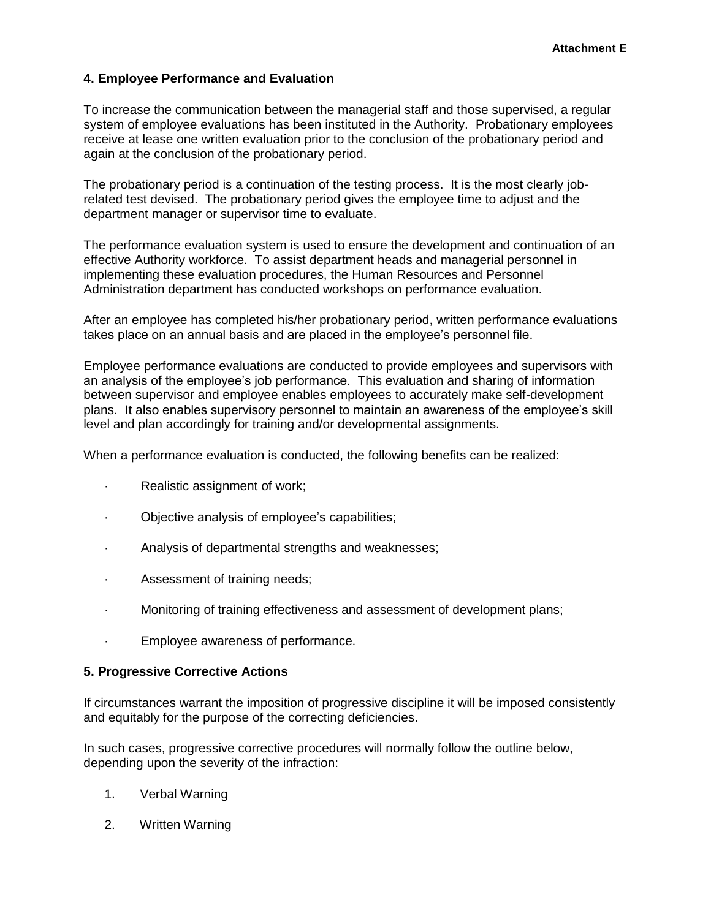**Attachment E**

## 4. Employee Performance and Evaluation

To increase the communication between the managerial staff and those supervised, a regular system of employee evaluations has been instituted in the Authority. Probationary employees receive at lease one written evaluation prior to the conclusion of the probationary period and again at the conclusion of the probationary period.

The probationary period is a continuation of the testing process. It is the most clearly job-related test devised. The probationary period gives the employee time to adjust and the department manager or supervisor time to evaluate.

The performance evaluation system is used to ensure the development and continuation of an effective Authority workforce. To assist department heads and managerial personnel in implementing these evaluation procedures, the Human Resources and Personnel Administration department has conducted workshops on performance evaluation.

After an employee has completed his/her probationary period, written performance evaluations takes place on an annual basis and are placed in the employee's personnel file.

Employee performance evaluations are conducted to provide employees and supervisors with an analysis of the employee's job performance. This evaluation and sharing of information between supervisor and employee enables employees to accurately make self-development plans. It also enables supervisory personnel to maintain an awareness of the employee's skill level and plan accordingly for training and/or developmental assignments.

When a performance evaluation is conducted, the following benefits can be realized:

- Realistic assignment of work;
- Objective analysis of employee's capabilities;
- Analysis of departmental strengths and weaknesses;
- Assessment of training needs;
- Monitoring of training effectiveness and assessment of development plans;
- Employee awareness of performance.

## 5. Progressive Corrective Actions

If circumstances warrant the imposition of progressive discipline it will be imposed consistently and equitably for the purpose of the correcting deficiencies.

In such cases, progressive corrective procedures will normally follow the outline below, depending upon the severity of the infraction:

1. Verbal Warning
2. Written Warning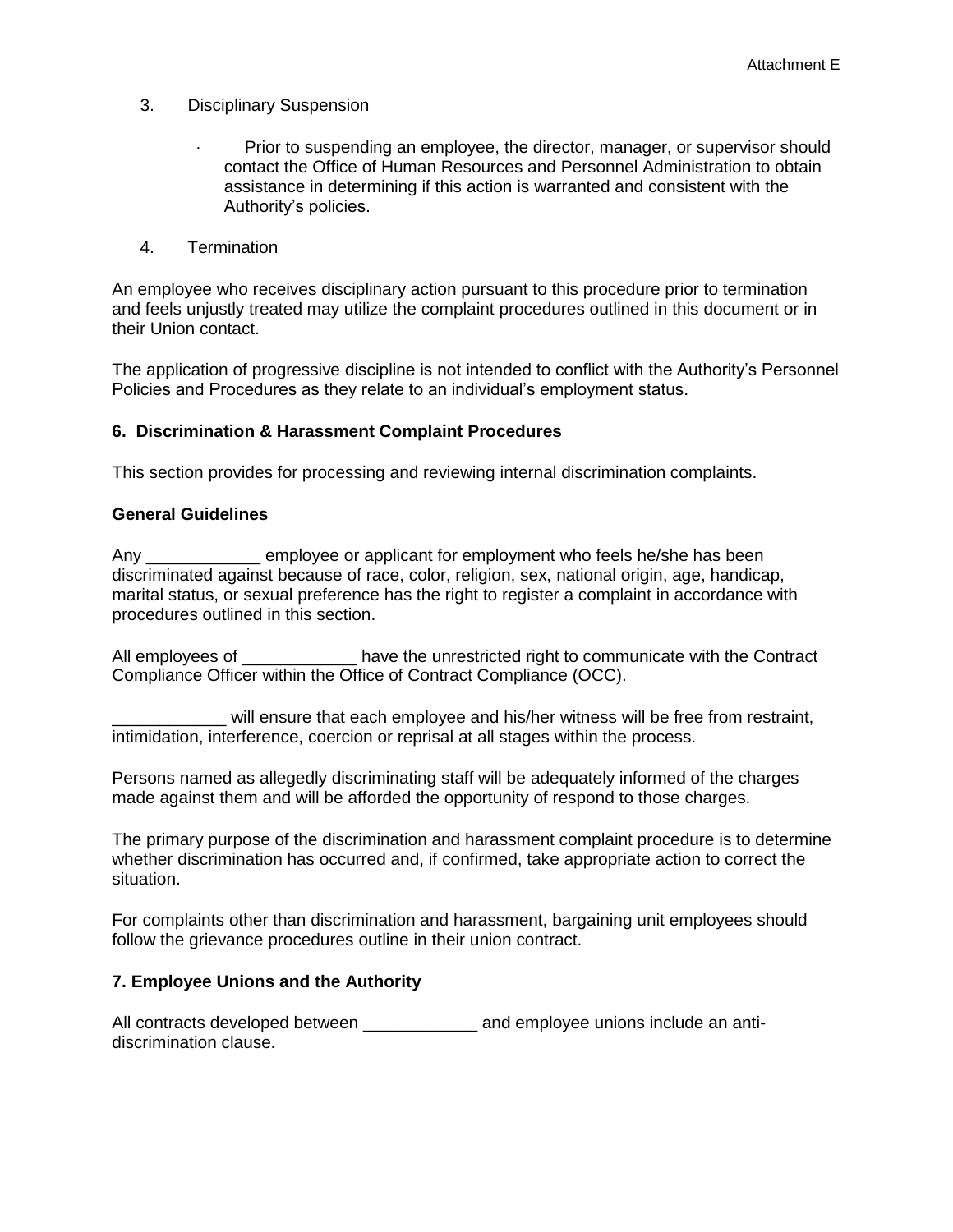Attachment E

3. Disciplinary Suspension

   - Prior to suspending an employee, the director, manager, or supervisor should contact the Office of Human Resources and Personnel Administration to obtain assistance in determining if this action is warranted and consistent with the Authority's policies.

4. Termination

An employee who receives disciplinary action pursuant to this procedure prior to termination and feels unjustly treated may utilize the complaint procedures outlined in this document or in their Union contact.

The application of progressive discipline is not intended to conflict with the Authority's Personnel Policies and Procedures as they relate to an individual's employment status.

## 6. Discrimination & Harassment Complaint Procedures

This section provides for processing and reviewing internal discrimination complaints.

### General Guidelines

Any ____________ employee or applicant for employment who feels he/she has been discriminated against because of race, color, religion, sex, national origin, age, handicap, marital status, or sexual preference has the right to register a complaint in accordance with procedures outlined in this section.

All employees of ____________ have the unrestricted right to communicate with the Contract Compliance Officer within the Office of Contract Compliance (OCC).

____________ will ensure that each employee and his/her witness will be free from restraint, intimidation, interference, coercion or reprisal at all stages within the process.

Persons named as allegedly discriminating staff will be adequately informed of the charges made against them and will be afforded the opportunity of respond to those charges.

The primary purpose of the discrimination and harassment complaint procedure is to determine whether discrimination has occurred and, if confirmed, take appropriate action to correct the situation.

For complaints other than discrimination and harassment, bargaining unit employees should follow the grievance procedures outline in their union contract.

## 7. Employee Unions and the Authority

All contracts developed between ____________ and employee unions include an anti-discrimination clause.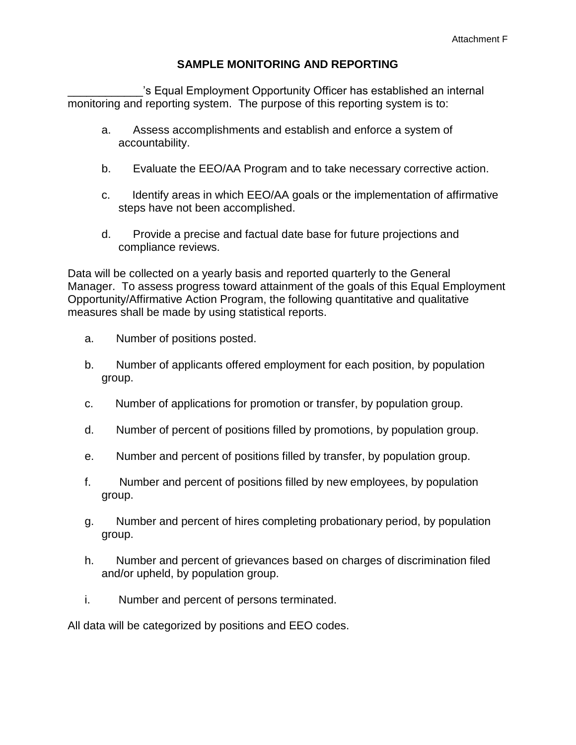Attachment F

## SAMPLE MONITORING AND REPORTING

____________'s Equal Employment Opportunity Officer has established an internal monitoring and reporting system. The purpose of this reporting system is to:

a. Assess accomplishments and establish and enforce a system of accountability.

b. Evaluate the EEO/AA Program and to take necessary corrective action.

c. Identify areas in which EEO/AA goals or the implementation of affirmative steps have not been accomplished.

d. Provide a precise and factual date base for future projections and compliance reviews.

Data will be collected on a yearly basis and reported quarterly to the General Manager. To assess progress toward attainment of the goals of this Equal Employment Opportunity/Affirmative Action Program, the following quantitative and qualitative measures shall be made by using statistical reports.

a. Number of positions posted.

b. Number of applicants offered employment for each position, by population group.

c. Number of applications for promotion or transfer, by population group.

d. Number of percent of positions filled by promotions, by population group.

e. Number and percent of positions filled by transfer, by population group.

f. Number and percent of positions filled by new employees, by population group.

g. Number and percent of hires completing probationary period, by population group.

h. Number and percent of grievances based on charges of discrimination filed and/or upheld, by population group.

i. Number and percent of persons terminated.

All data will be categorized by positions and EEO codes.